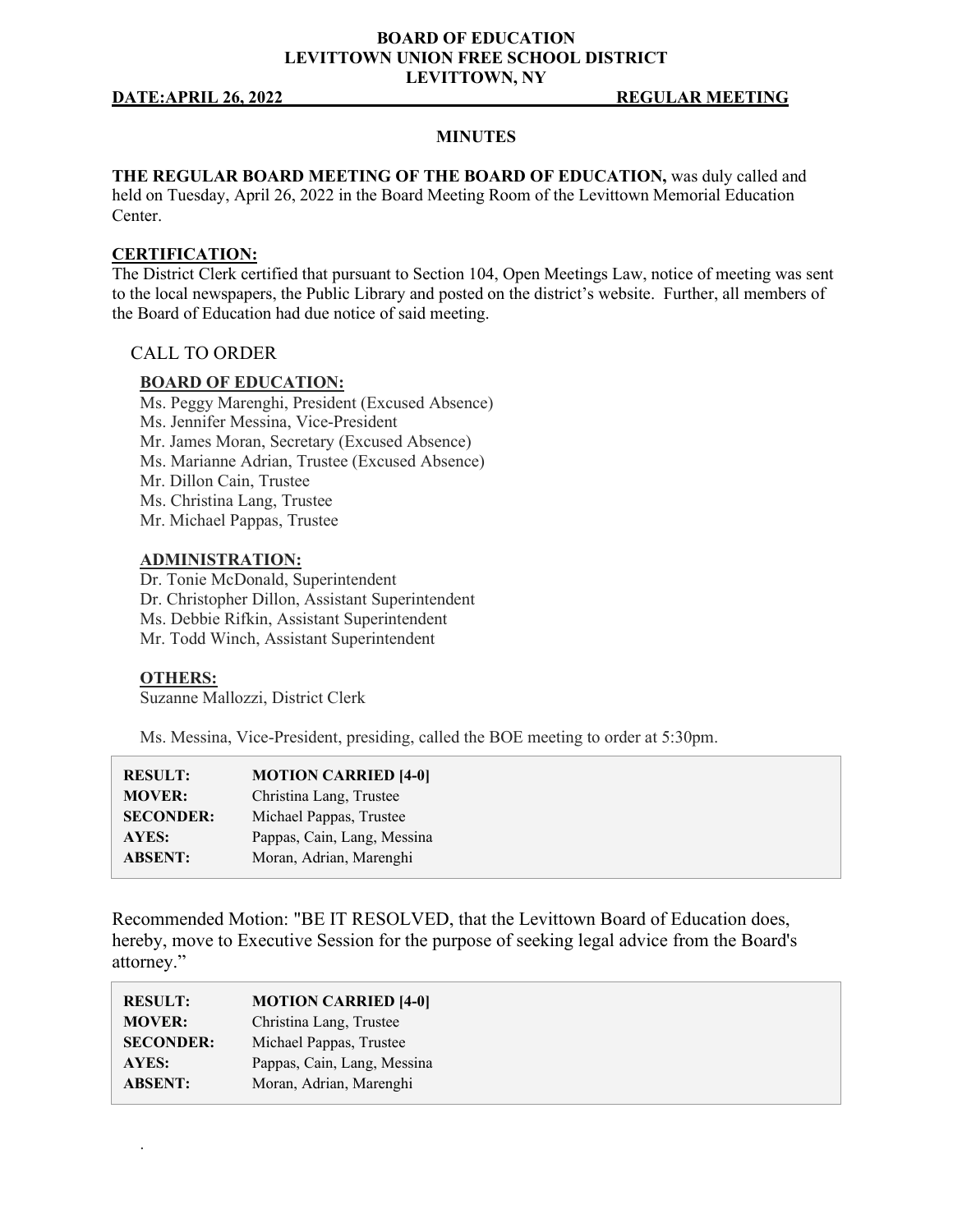**BOARD OF EDUCATION**
**LEVITTOWN UNION FREE SCHOOL DISTRICT**
**LEVITTOWN, NY**

**DATE:APRIL 26, 2022** **REGULAR MEETING**

## MINUTES

**THE REGULAR BOARD MEETING OF THE BOARD OF EDUCATION,** was duly called and held on Tuesday, April 26, 2022 in the Board Meeting Room of the Levittown Memorial Education Center.

**CERTIFICATION:**
The District Clerk certified that pursuant to Section 104, Open Meetings Law, notice of meeting was sent to the local newspapers, the Public Library and posted on the district's website. Further, all members of the Board of Education had due notice of said meeting.

CALL TO ORDER

**BOARD OF EDUCATION:**
Ms. Peggy Marenghi, President (Excused Absence)
Ms. Jennifer Messina, Vice-President
Mr. James Moran, Secretary (Excused Absence)
Ms. Marianne Adrian, Trustee (Excused Absence)
Mr. Dillon Cain, Trustee
Ms. Christina Lang, Trustee
Mr. Michael Pappas, Trustee

**ADMINISTRATION:**
Dr. Tonie McDonald, Superintendent
Dr. Christopher Dillon, Assistant Superintendent
Ms. Debbie Rifkin, Assistant Superintendent
Mr. Todd Winch, Assistant Superintendent

**OTHERS:**
Suzanne Mallozzi, District Clerk

Ms. Messina, Vice-President, presiding, called the BOE meeting to order at 5:30pm.

| | |
|---|---|
| **RESULT:** | **MOTION CARRIED [4-0]** |
| **MOVER:** | Christina Lang, Trustee |
| **SECONDER:** | Michael Pappas, Trustee |
| **AYES:** | Pappas, Cain, Lang, Messina |
| **ABSENT:** | Moran, Adrian, Marenghi |

Recommended Motion: "BE IT RESOLVED, that the Levittown Board of Education does, hereby, move to Executive Session for the purpose of seeking legal advice from the Board's attorney."

| | |
|---|---|
| **RESULT:** | **MOTION CARRIED [4-0]** |
| **MOVER:** | Christina Lang, Trustee |
| **SECONDER:** | Michael Pappas, Trustee |
| **AYES:** | Pappas, Cain, Lang, Messina |
| **ABSENT:** | Moran, Adrian, Marenghi |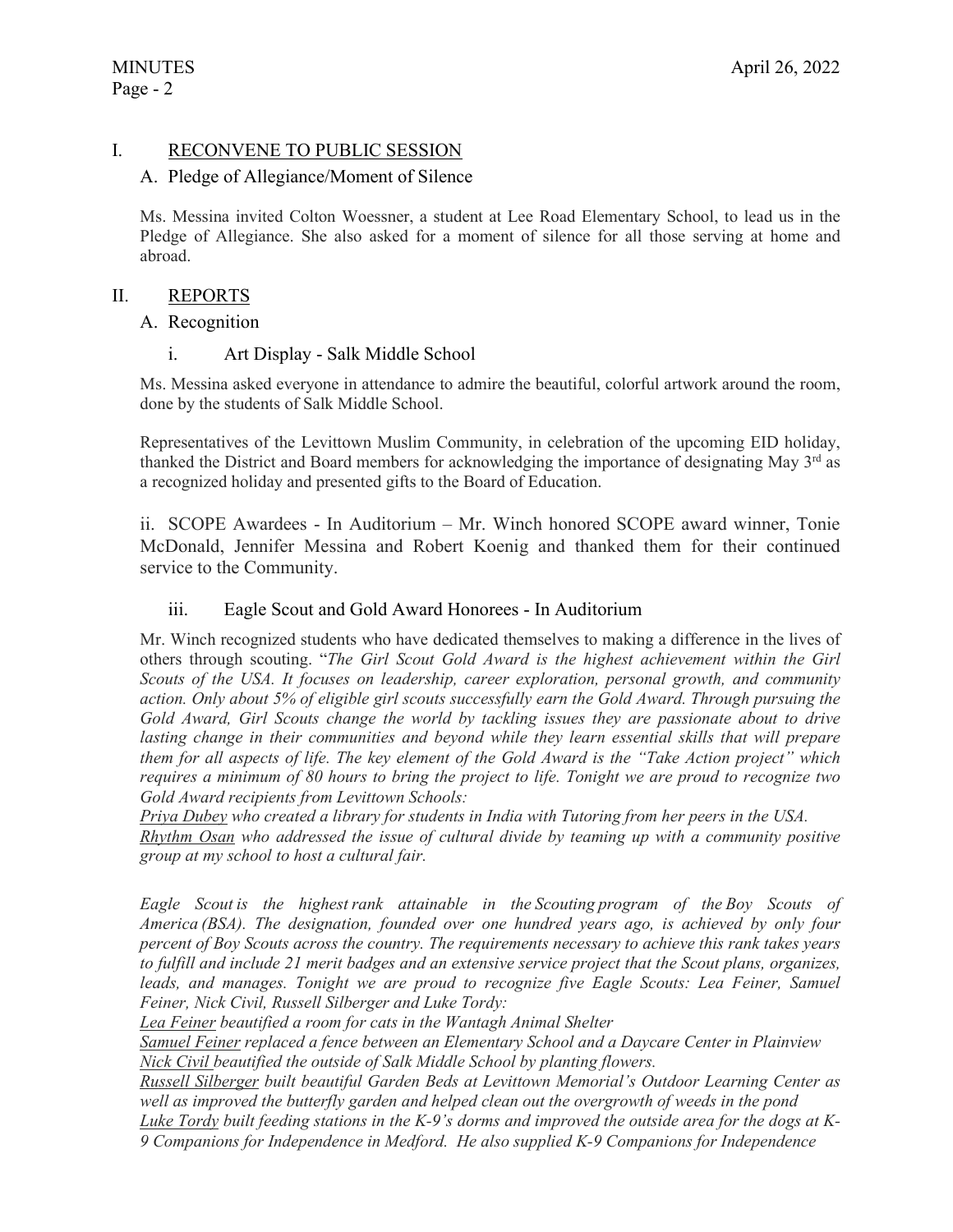## I. RECONVENE TO PUBLIC SESSION

### A. Pledge of Allegiance/Moment of Silence

Ms. Messina invited Colton Woessner, a student at Lee Road Elementary School, to lead us in the Pledge of Allegiance. She also asked for a moment of silence for all those serving at home and abroad.

## II. REPORTS

### A. Recognition

#### i. Art Display - Salk Middle School

Ms. Messina asked everyone in attendance to admire the beautiful, colorful artwork around the room, done by the students of Salk Middle School.

Representatives of the Levittown Muslim Community, in celebration of the upcoming EID holiday, thanked the District and Board members for acknowledging the importance of designating May 3rd as a recognized holiday and presented gifts to the Board of Education.

ii. SCOPE Awardees - In Auditorium – Mr. Winch honored SCOPE award winner, Tonie McDonald, Jennifer Messina and Robert Koenig and thanked them for their continued service to the Community.

#### iii. Eagle Scout and Gold Award Honorees - In Auditorium

Mr. Winch recognized students who have dedicated themselves to making a difference in the lives of others through scouting. "*The Girl Scout Gold Award is the highest achievement within the Girl Scouts of the USA. It focuses on leadership, career exploration, personal growth, and community action. Only about 5% of eligible girl scouts successfully earn the Gold Award. Through pursuing the Gold Award, Girl Scouts change the world by tackling issues they are passionate about to drive lasting change in their communities and beyond while they learn essential skills that will prepare them for all aspects of life. The key element of the Gold Award is the "Take Action project" which requires a minimum of 80 hours to bring the project to life. Tonight we are proud to recognize two Gold Award recipients from Levittown Schools:*

*Priya Dubey who created a library for students in India with Tutoring from her peers in the USA.*
*Rhythm Osan who addressed the issue of cultural divide by teaming up with a community positive group at my school to host a cultural fair.*

*Eagle Scout is the highest rank attainable in the Scouting program of the Boy Scouts of America (BSA). The designation, founded over one hundred years ago, is achieved by only four percent of Boy Scouts across the country. The requirements necessary to achieve this rank takes years to fulfill and include 21 merit badges and an extensive service project that the Scout plans, organizes, leads, and manages. Tonight we are proud to recognize five Eagle Scouts: Lea Feiner, Samuel Feiner, Nick Civil, Russell Silberger and Luke Tordy:*

*Lea Feiner beautified a room for cats in the Wantagh Animal Shelter*
*Samuel Feiner replaced a fence between an Elementary School and a Daycare Center in Plainview*
*Nick Civil beautified the outside of Salk Middle School by planting flowers.*
*Russell Silberger built beautiful Garden Beds at Levittown Memorial's Outdoor Learning Center as well as improved the butterfly garden and helped clean out the overgrowth of weeds in the pond*
*Luke Tordy built feeding stations in the K-9's dorms and improved the outside area for the dogs at K-9 Companions for Independence in Medford. He also supplied K-9 Companions for Independence*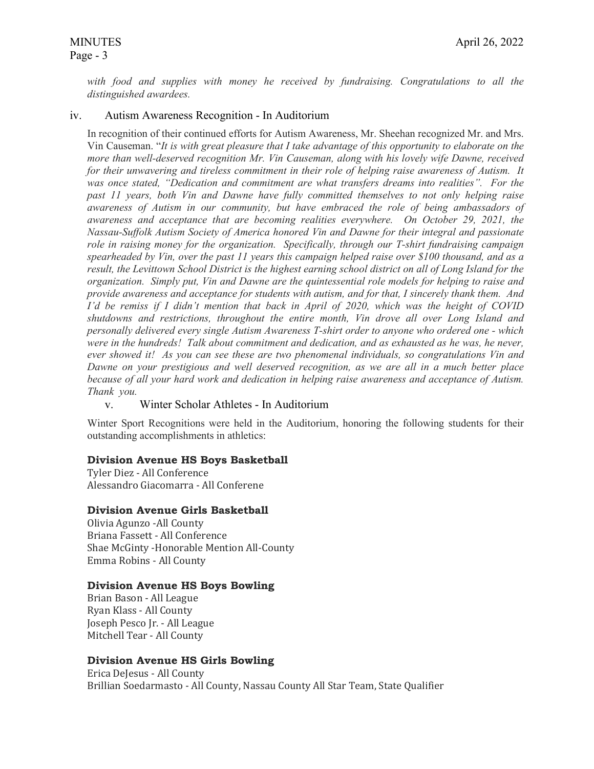*with food and supplies with money he received by fundraising. Congratulations to all the distinguished awardees.*

iv. Autism Awareness Recognition - In Auditorium

In recognition of their continued efforts for Autism Awareness, Mr. Sheehan recognized Mr. and Mrs. Vin Causeman. "*It is with great pleasure that I take advantage of this opportunity to elaborate on the more than well-deserved recognition Mr. Vin Causeman, along with his lovely wife Dawne, received for their unwavering and tireless commitment in their role of helping raise awareness of Autism. It was once stated, "Dedication and commitment are what transfers dreams into realities". For the past 11 years, both Vin and Dawne have fully committed themselves to not only helping raise awareness of Autism in our community, but have embraced the role of being ambassadors of awareness and acceptance that are becoming realities everywhere. On October 29, 2021, the Nassau-Suffolk Autism Society of America honored Vin and Dawne for their integral and passionate role in raising money for the organization. Specifically, through our T-shirt fundraising campaign spearheaded by Vin, over the past 11 years this campaign helped raise over $100 thousand, and as a result, the Levittown School District is the highest earning school district on all of Long Island for the organization. Simply put, Vin and Dawne are the quintessential role models for helping to raise and provide awareness and acceptance for students with autism, and for that, I sincerely thank them. And I'd be remiss if I didn't mention that back in April of 2020, which was the height of COVID shutdowns and restrictions, throughout the entire month, Vin drove all over Long Island and personally delivered every single Autism Awareness T-shirt order to anyone who ordered one - which were in the hundreds! Talk about commitment and dedication, and as exhausted as he was, he never, ever showed it! As you can see these are two phenomenal individuals, so congratulations Vin and Dawne on your prestigious and well deserved recognition, as we are all in a much better place because of all your hard work and dedication in helping raise awareness and acceptance of Autism. Thank you.*

v. Winter Scholar Athletes - In Auditorium

Winter Sport Recognitions were held in the Auditorium, honoring the following students for their outstanding accomplishments in athletics:

**Division Avenue HS Boys Basketball**

Tyler Diez - All Conference
Alessandro Giacomarra - All Conferene

**Division Avenue Girls Basketball**

Olivia Agunzo -All County
Briana Fassett - All Conference
Shae McGinty -Honorable Mention All-County
Emma Robins - All County

**Division Avenue HS Boys Bowling**

Brian Bason - All League
Ryan Klass - All County
Joseph Pesco Jr. - All League
Mitchell Tear - All County

**Division Avenue HS Girls Bowling**

Erica DeJesus - All County
Brillian Soedarmasto - All County, Nassau County All Star Team, State Qualifier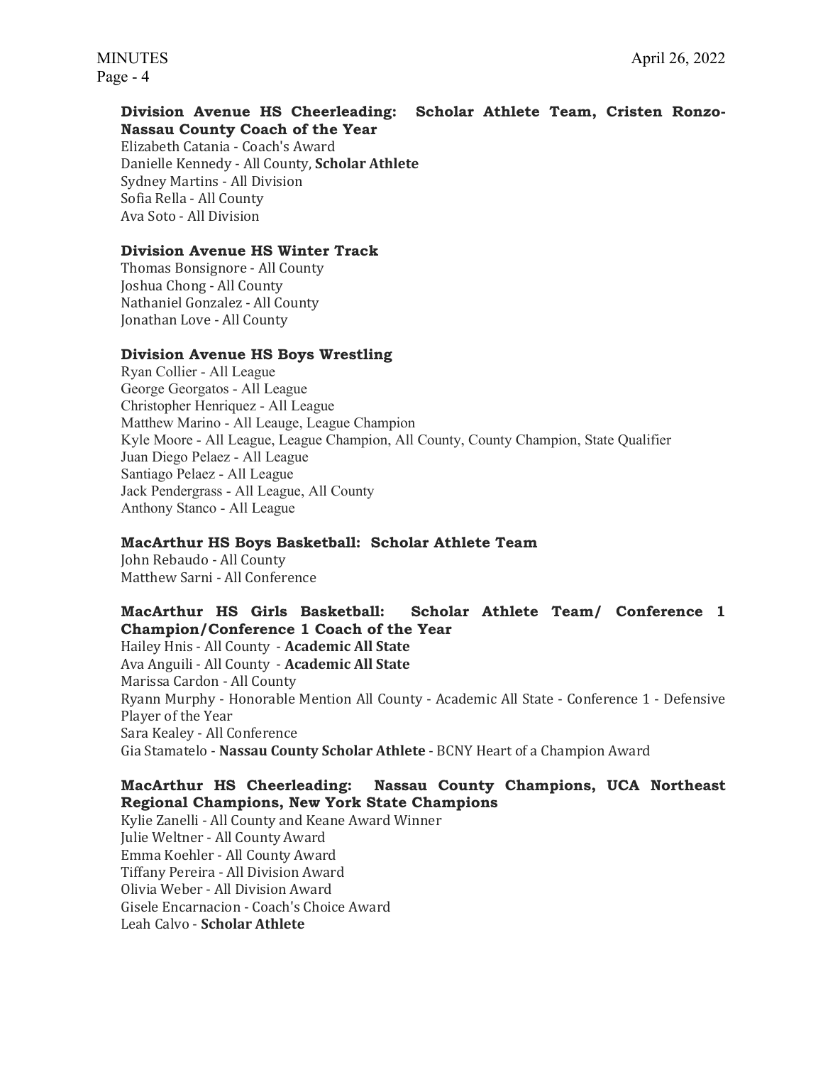**Division Avenue HS Cheerleading: Scholar Athlete Team, Cristen Ronzo-Nassau County Coach of the Year**

Elizabeth Catania - Coach's Award
Danielle Kennedy - All County, **Scholar Athlete**
Sydney Martins - All Division
Sofia Rella - All County
Ava Soto - All Division

**Division Avenue HS Winter Track**

Thomas Bonsignore - All County
Joshua Chong - All County
Nathaniel Gonzalez - All County
Jonathan Love - All County

**Division Avenue HS Boys Wrestling**

Ryan Collier - All League
George Georgatos - All League
Christopher Henriquez - All League
Matthew Marino - All Leauge, League Champion
Kyle Moore - All League, League Champion, All County, County Champion, State Qualifier
Juan Diego Pelaez - All League
Santiago Pelaez - All League
Jack Pendergrass - All League, All County
Anthony Stanco - All League

**MacArthur HS Boys Basketball: Scholar Athlete Team**

John Rebaudo - All County
Matthew Sarni - All Conference

**MacArthur HS Girls Basketball: Scholar Athlete Team/ Conference 1 Champion/Conference 1 Coach of the Year**

Hailey Hnis - All County - **Academic All State**
Ava Anguili - All County - **Academic All State**
Marissa Cardon - All County
Ryann Murphy - Honorable Mention All County - Academic All State - Conference 1 - Defensive Player of the Year
Sara Kealey - All Conference
Gia Stamatelo - **Nassau County Scholar Athlete** - BCNY Heart of a Champion Award

**MacArthur HS Cheerleading: Nassau County Champions, UCA Northeast Regional Champions, New York State Champions**

Kylie Zanelli - All County and Keane Award Winner
Julie Weltner - All County Award
Emma Koehler - All County Award
Tiffany Pereira - All Division Award
Olivia Weber - All Division Award
Gisele Encarnacion - Coach's Choice Award
Leah Calvo - **Scholar Athlete**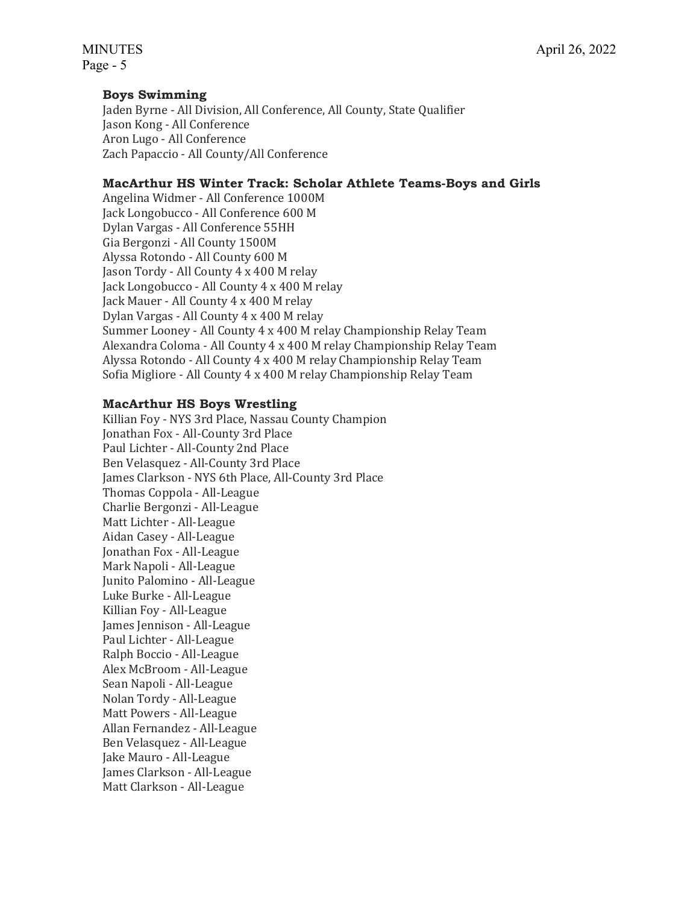**Boys Swimming**

Jaden Byrne - All Division, All Conference, All County, State Qualifier
Jason Kong - All Conference
Aron Lugo - All Conference
Zach Papaccio - All County/All Conference

**MacArthur HS Winter Track: Scholar Athlete Teams-Boys and Girls**

Angelina Widmer - All Conference 1000M
Jack Longobucco - All Conference 600 M
Dylan Vargas - All Conference 55HH
Gia Bergonzi - All County 1500M
Alyssa Rotondo - All County 600 M
Jason Tordy - All County 4 x 400 M relay
Jack Longobucco - All County 4 x 400 M relay
Jack Mauer - All County 4 x 400 M relay
Dylan Vargas - All County 4 x 400 M relay
Summer Looney - All County 4 x 400 M relay Championship Relay Team
Alexandra Coloma - All County 4 x 400 M relay Championship Relay Team
Alyssa Rotondo - All County 4 x 400 M relay Championship Relay Team
Sofia Migliore - All County 4 x 400 M relay Championship Relay Team

**MacArthur HS Boys Wrestling**

Killian Foy - NYS 3rd Place, Nassau County Champion
Jonathan Fox - All-County 3rd Place
Paul Lichter - All-County 2nd Place
Ben Velasquez - All-County 3rd Place
James Clarkson - NYS 6th Place, All-County 3rd Place
Thomas Coppola - All-League
Charlie Bergonzi - All-League
Matt Lichter - All-League
Aidan Casey - All-League
Jonathan Fox - All-League
Mark Napoli - All-League
Junito Palomino - All-League
Luke Burke - All-League
Killian Foy - All-League
James Jennison - All-League
Paul Lichter - All-League
Ralph Boccio - All-League
Alex McBroom - All-League
Sean Napoli - All-League
Nolan Tordy - All-League
Matt Powers - All-League
Allan Fernandez - All-League
Ben Velasquez - All-League
Jake Mauro - All-League
James Clarkson - All-League
Matt Clarkson - All-League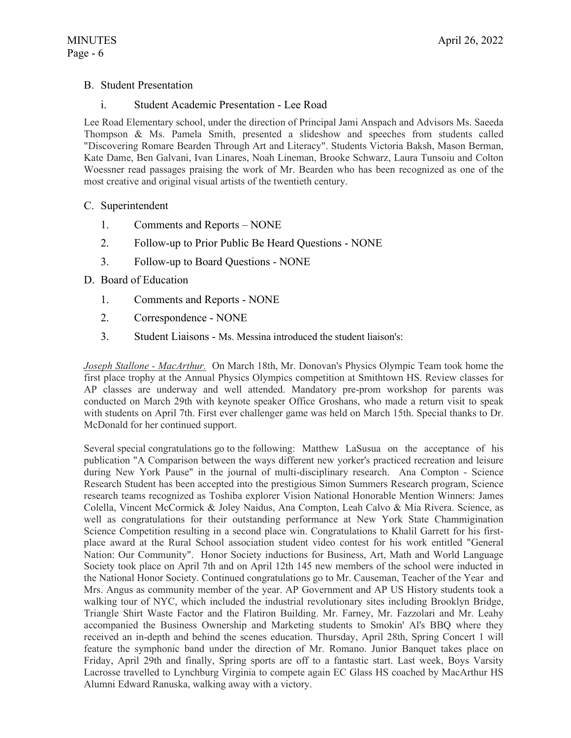B. Student Presentation

i. Student Academic Presentation - Lee Road

Lee Road Elementary school, under the direction of Principal Jami Anspach and Advisors Ms. Saeeda Thompson & Ms. Pamela Smith, presented a slideshow and speeches from students called "Discovering Romare Bearden Through Art and Literacy". Students Victoria Baksh, Mason Berman, Kate Dame, Ben Galvani, Ivan Linares, Noah Lineman, Brooke Schwarz, Laura Tunsoiu and Colton Woessner read passages praising the work of Mr. Bearden who has been recognized as one of the most creative and original visual artists of the twentieth century.

C. Superintendent

1. Comments and Reports – NONE
2. Follow-up to Prior Public Be Heard Questions - NONE
3. Follow-up to Board Questions - NONE

D. Board of Education

1. Comments and Reports - NONE
2. Correspondence - NONE
3. Student Liaisons - Ms. Messina introduced the student liaison's:

*Joseph Stallone - MacArthur.* On March 18th, Mr. Donovan's Physics Olympic Team took home the first place trophy at the Annual Physics Olympics competition at Smithtown HS. Review classes for AP classes are underway and well attended. Mandatory pre-prom workshop for parents was conducted on March 29th with keynote speaker Office Groshans, who made a return visit to speak with students on April 7th. First ever challenger game was held on March 15th. Special thanks to Dr. McDonald for her continued support.

Several special congratulations go to the following: Matthew LaSusua on the acceptance of his publication "A Comparison between the ways different new yorker's practiced recreation and leisure during New York Pause" in the journal of multi-disciplinary research. Ana Compton - Science Research Student has been accepted into the prestigious Simon Summers Research program, Science research teams recognized as Toshiba explorer Vision National Honorable Mention Winners: James Colella, Vincent McCormick & Joley Naidus, Ana Compton, Leah Calvo & Mia Rivera. Science, as well as congratulations for their outstanding performance at New York State Chammigination Science Competition resulting in a second place win. Congratulations to Khalil Garrett for his first-place award at the Rural School association student video contest for his work entitled "General Nation: Our Community". Honor Society inductions for Business, Art, Math and World Language Society took place on April 7th and on April 12th 145 new members of the school were inducted in the National Honor Society. Continued congratulations go to Mr. Causeman, Teacher of the Year and Mrs. Angus as community member of the year. AP Government and AP US History students took a walking tour of NYC, which included the industrial revolutionary sites including Brooklyn Bridge, Triangle Shirt Waste Factor and the Flatiron Building. Mr. Farney, Mr. Fazzolari and Mr. Leahy accompanied the Business Ownership and Marketing students to Smokin' Al's BBQ where they received an in-depth and behind the scenes education. Thursday, April 28th, Spring Concert 1 will feature the symphonic band under the direction of Mr. Romano. Junior Banquet takes place on Friday, April 29th and finally, Spring sports are off to a fantastic start. Last week, Boys Varsity Lacrosse travelled to Lynchburg Virginia to compete again EC Glass HS coached by MacArthur HS Alumni Edward Ranuska, walking away with a victory.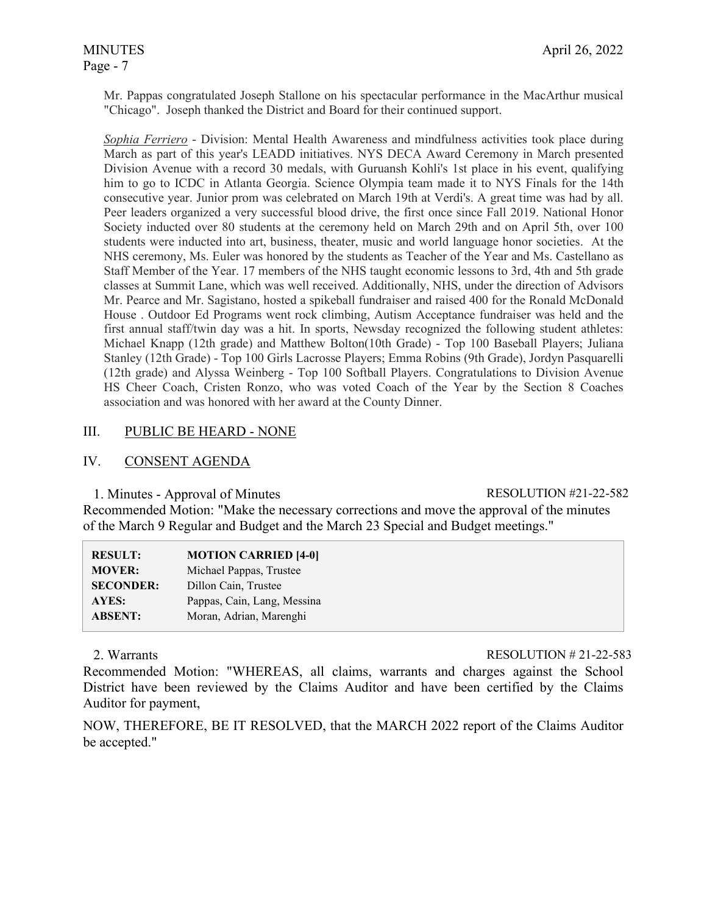Mr. Pappas congratulated Joseph Stallone on his spectacular performance in the MacArthur musical "Chicago". Joseph thanked the District and Board for their continued support.

*Sophia Ferriero* - Division: Mental Health Awareness and mindfulness activities took place during March as part of this year's LEADD initiatives. NYS DECA Award Ceremony in March presented Division Avenue with a record 30 medals, with Guruansh Kohli's 1st place in his event, qualifying him to go to ICDC in Atlanta Georgia. Science Olympia team made it to NYS Finals for the 14th consecutive year. Junior prom was celebrated on March 19th at Verdi's. A great time was had by all. Peer leaders organized a very successful blood drive, the first once since Fall 2019. National Honor Society inducted over 80 students at the ceremony held on March 29th and on April 5th, over 100 students were inducted into art, business, theater, music and world language honor societies. At the NHS ceremony, Ms. Euler was honored by the students as Teacher of the Year and Ms. Castellano as Staff Member of the Year. 17 members of the NHS taught economic lessons to 3rd, 4th and 5th grade classes at Summit Lane, which was well received. Additionally, NHS, under the direction of Advisors Mr. Pearce and Mr. Sagistano, hosted a spikeball fundraiser and raised 400 for the Ronald McDonald House . Outdoor Ed Programs went rock climbing, Autism Acceptance fundraiser was held and the first annual staff/twin day was a hit. In sports, Newsday recognized the following student athletes: Michael Knapp (12th grade) and Matthew Bolton(10th Grade) - Top 100 Baseball Players; Juliana Stanley (12th Grade) - Top 100 Girls Lacrosse Players; Emma Robins (9th Grade), Jordyn Pasquarelli (12th grade) and Alyssa Weinberg - Top 100 Softball Players. Congratulations to Division Avenue HS Cheer Coach, Cristen Ronzo, who was voted Coach of the Year by the Section 8 Coaches association and was honored with her award at the County Dinner.

## III. PUBLIC BE HEARD - NONE

## IV. CONSENT AGENDA

1. Minutes - Approval of Minutes — RESOLUTION #21-22-582

Recommended Motion: "Make the necessary corrections and move the approval of the minutes of the March 9 Regular and Budget and the March 23 Special and Budget meetings."

| | |
|---|---|
| **RESULT:** | **MOTION CARRIED [4-0]** |
| **MOVER:** | Michael Pappas, Trustee |
| **SECONDER:** | Dillon Cain, Trustee |
| **AYES:** | Pappas, Cain, Lang, Messina |
| **ABSENT:** | Moran, Adrian, Marenghi |

2. Warrants — RESOLUTION # 21-22-583

Recommended Motion: "WHEREAS, all claims, warrants and charges against the School District have been reviewed by the Claims Auditor and have been certified by the Claims Auditor for payment,

NOW, THEREFORE, BE IT RESOLVED, that the MARCH 2022 report of the Claims Auditor be accepted."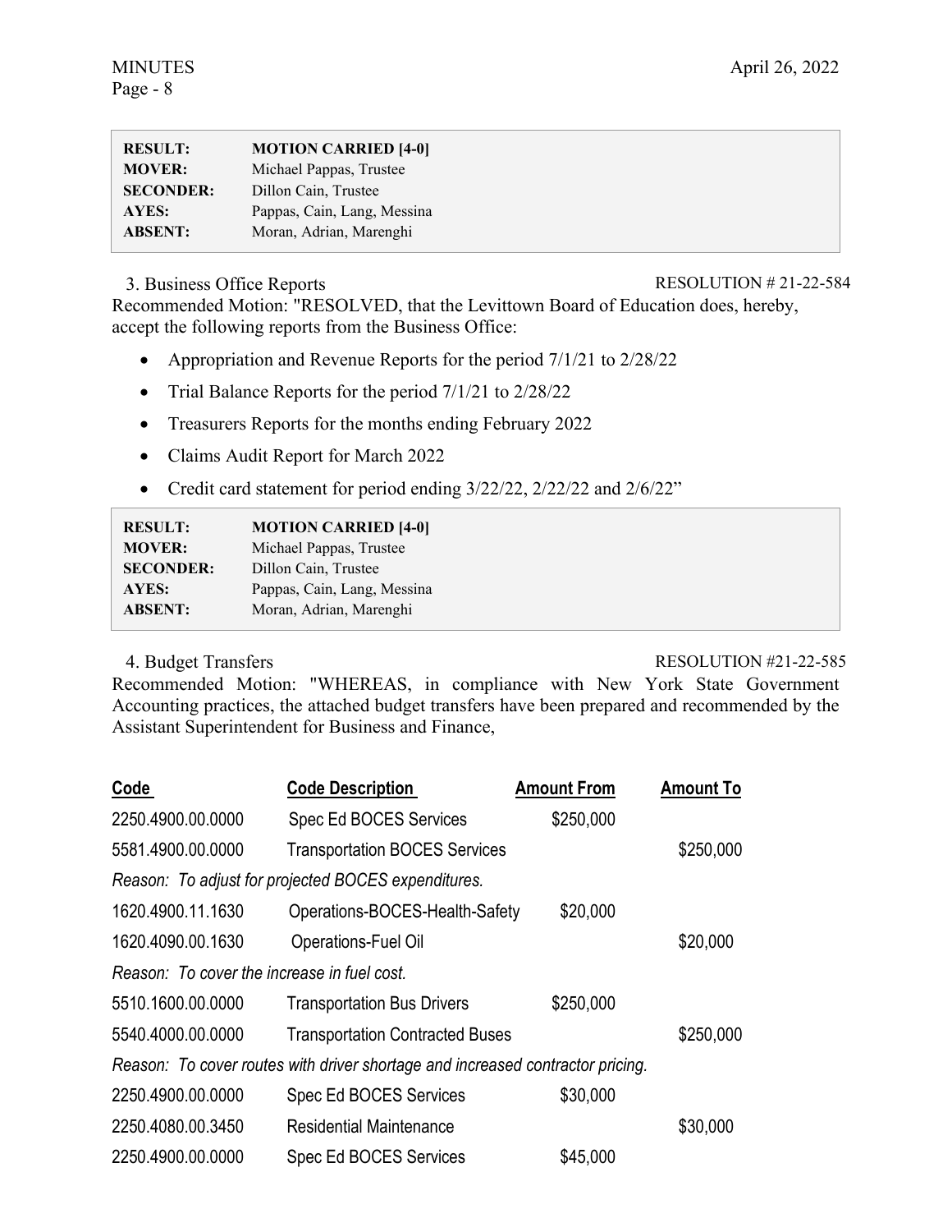| | |
|---|---|
| **RESULT:** | **MOTION CARRIED [4-0]** |
| **MOVER:** | Michael Pappas, Trustee |
| **SECONDER:** | Dillon Cain, Trustee |
| **AYES:** | Pappas, Cain, Lang, Messina |
| **ABSENT:** | Moran, Adrian, Marenghi |

3. Business Office Reports RESOLUTION # 21-22-584

Recommended Motion: "RESOLVED, that the Levittown Board of Education does, hereby, accept the following reports from the Business Office:

- Appropriation and Revenue Reports for the period 7/1/21 to 2/28/22
- Trial Balance Reports for the period 7/1/21 to 2/28/22
- Treasurers Reports for the months ending February 2022
- Claims Audit Report for March 2022
- Credit card statement for period ending 3/22/22, 2/22/22 and 2/6/22"

| | |
|---|---|
| **RESULT:** | **MOTION CARRIED [4-0]** |
| **MOVER:** | Michael Pappas, Trustee |
| **SECONDER:** | Dillon Cain, Trustee |
| **AYES:** | Pappas, Cain, Lang, Messina |
| **ABSENT:** | Moran, Adrian, Marenghi |

4. Budget Transfers RESOLUTION #21-22-585

Recommended Motion: "WHEREAS, in compliance with New York State Government Accounting practices, the attached budget transfers have been prepared and recommended by the Assistant Superintendent for Business and Finance,

| Code | Code Description | Amount From | Amount To |
|---|---|---|---|
| 2250.4900.00.0000 | Spec Ed BOCES Services | $250,000 | |
| 5581.4900.00.0000 | Transportation BOCES Services | | $250,000 |
| *Reason: To adjust for projected BOCES expenditures.* | | | |
| 1620.4900.11.1630 | Operations-BOCES-Health-Safety | $20,000 | |
| 1620.4090.00.1630 | Operations-Fuel Oil | | $20,000 |
| *Reason: To cover the increase in fuel cost.* | | | |
| 5510.1600.00.0000 | Transportation Bus Drivers | $250,000 | |
| 5540.4000.00.0000 | Transportation Contracted Buses | | $250,000 |
| *Reason: To cover routes with driver shortage and increased contractor pricing.* | | | |
| 2250.4900.00.0000 | Spec Ed BOCES Services | $30,000 | |
| 2250.4080.00.3450 | Residential Maintenance | | $30,000 |
| 2250.4900.00.0000 | Spec Ed BOCES Services | $45,000 | |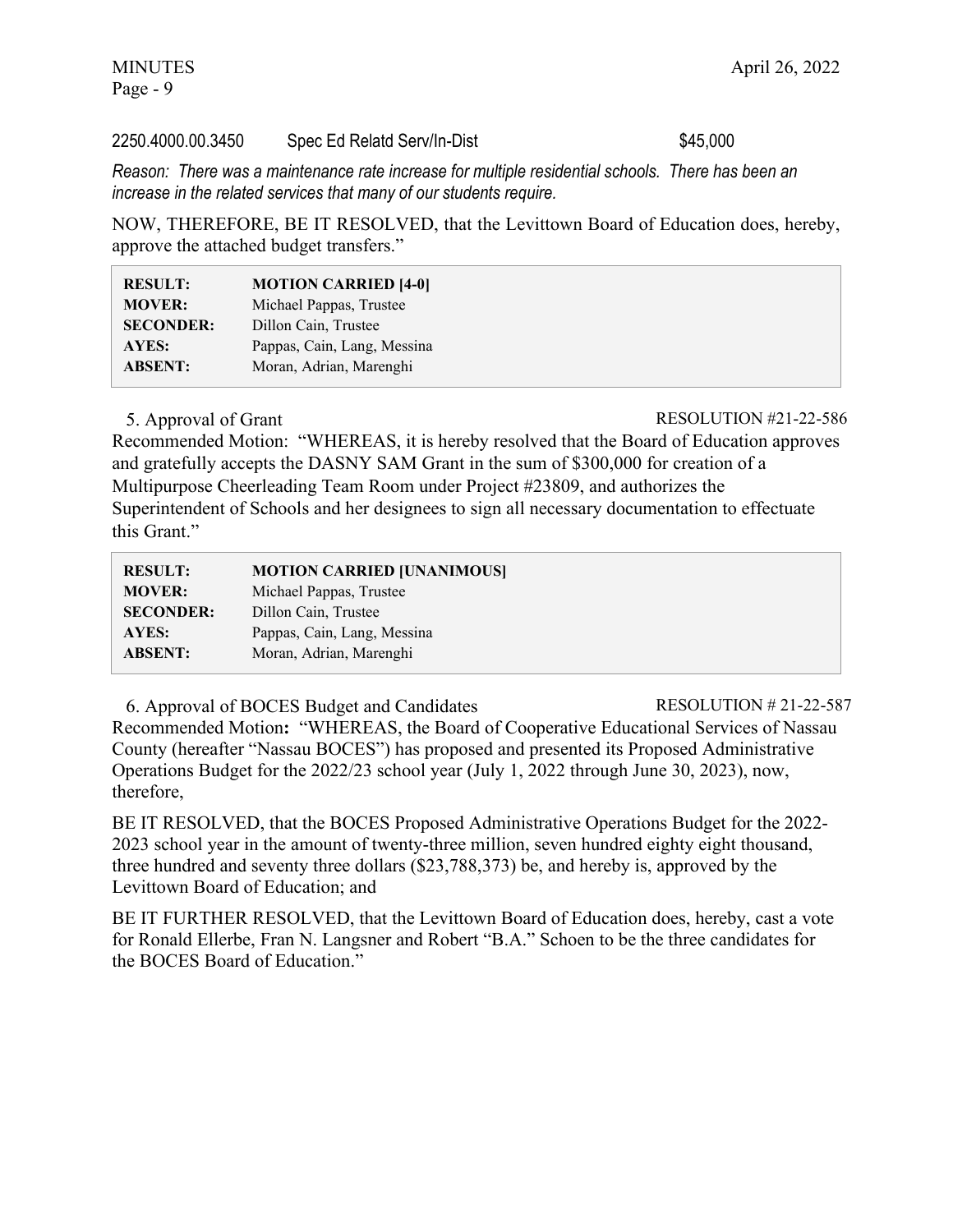2250.4000.00.3450 Spec Ed Relatd Serv/In-Dist $45,000

*Reason: There was a maintenance rate increase for multiple residential schools. There has been an increase in the related services that many of our students require.*

NOW, THEREFORE, BE IT RESOLVED, that the Levittown Board of Education does, hereby, approve the attached budget transfers."

| | |
|---|---|
| **RESULT:** | **MOTION CARRIED [4-0]** |
| **MOVER:** | Michael Pappas, Trustee |
| **SECONDER:** | Dillon Cain, Trustee |
| **AYES:** | Pappas, Cain, Lang, Messina |
| **ABSENT:** | Moran, Adrian, Marenghi |

5. Approval of Grant RESOLUTION #21-22-586

Recommended Motion: "WHEREAS, it is hereby resolved that the Board of Education approves and gratefully accepts the DASNY SAM Grant in the sum of $300,000 for creation of a Multipurpose Cheerleading Team Room under Project #23809, and authorizes the Superintendent of Schools and her designees to sign all necessary documentation to effectuate this Grant."

| | |
|---|---|
| **RESULT:** | **MOTION CARRIED [UNANIMOUS]** |
| **MOVER:** | Michael Pappas, Trustee |
| **SECONDER:** | Dillon Cain, Trustee |
| **AYES:** | Pappas, Cain, Lang, Messina |
| **ABSENT:** | Moran, Adrian, Marenghi |

6. Approval of BOCES Budget and Candidates RESOLUTION # 21-22-587

Recommended Motion**:** "WHEREAS, the Board of Cooperative Educational Services of Nassau County (hereafter "Nassau BOCES") has proposed and presented its Proposed Administrative Operations Budget for the 2022/23 school year (July 1, 2022 through June 30, 2023), now, therefore,

BE IT RESOLVED, that the BOCES Proposed Administrative Operations Budget for the 2022-2023 school year in the amount of twenty-three million, seven hundred eighty eight thousand, three hundred and seventy three dollars ($23,788,373) be, and hereby is, approved by the Levittown Board of Education; and

BE IT FURTHER RESOLVED, that the Levittown Board of Education does, hereby, cast a vote for Ronald Ellerbe, Fran N. Langsner and Robert "B.A." Schoen to be the three candidates for the BOCES Board of Education."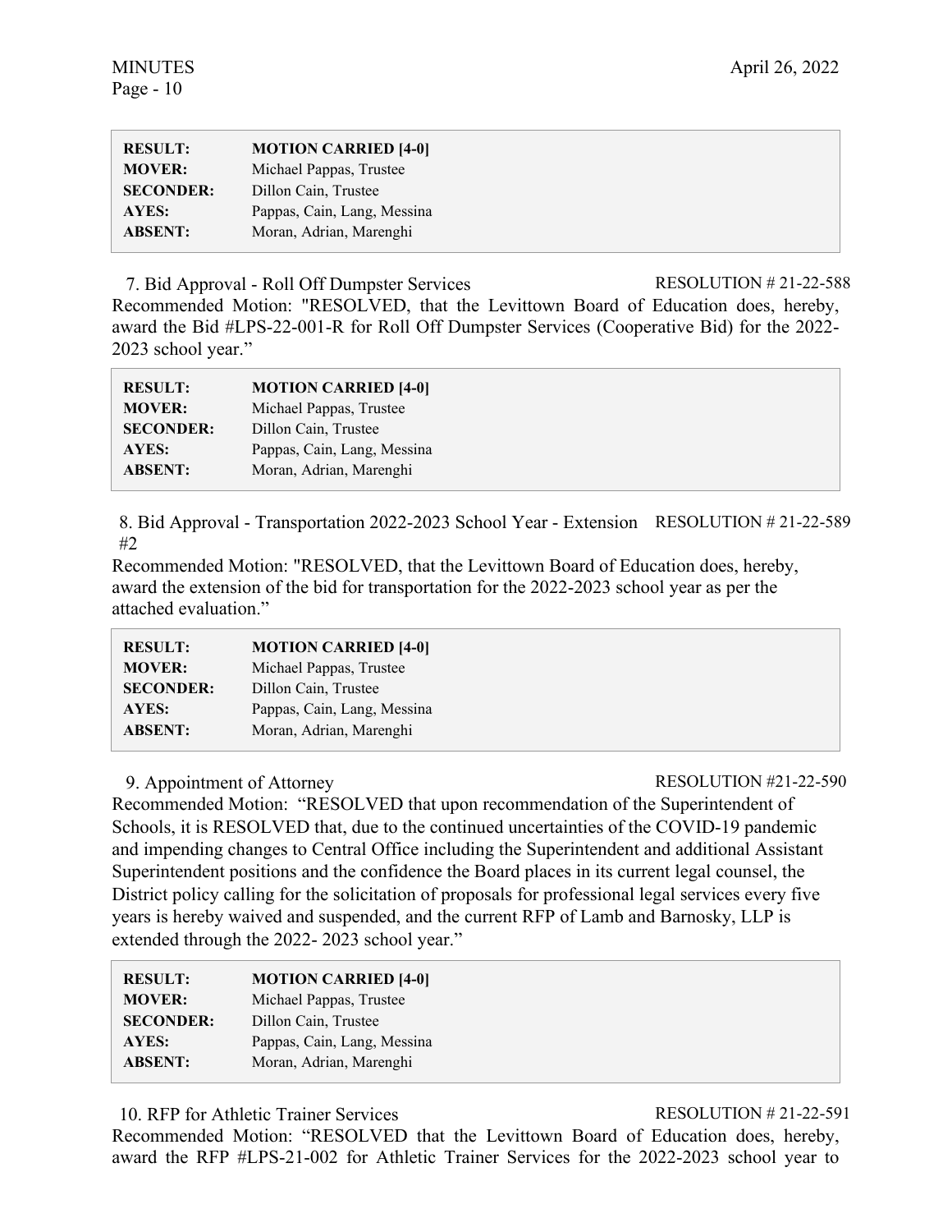| | |
|---|---|
| **RESULT:** | **MOTION CARRIED [4-0]** |
| **MOVER:** | Michael Pappas, Trustee |
| **SECONDER:** | Dillon Cain, Trustee |
| **AYES:** | Pappas, Cain, Lang, Messina |
| **ABSENT:** | Moran, Adrian, Marenghi |

7. Bid Approval - Roll Off Dumpster Services RESOLUTION # 21-22-588

Recommended Motion: "RESOLVED, that the Levittown Board of Education does, hereby, award the Bid #LPS-22-001-R for Roll Off Dumpster Services (Cooperative Bid) for the 2022-2023 school year."

| | |
|---|---|
| **RESULT:** | **MOTION CARRIED [4-0]** |
| **MOVER:** | Michael Pappas, Trustee |
| **SECONDER:** | Dillon Cain, Trustee |
| **AYES:** | Pappas, Cain, Lang, Messina |
| **ABSENT:** | Moran, Adrian, Marenghi |

8. Bid Approval - Transportation 2022-2023 School Year - Extension #2 RESOLUTION # 21-22-589

Recommended Motion: "RESOLVED, that the Levittown Board of Education does, hereby, award the extension of the bid for transportation for the 2022-2023 school year as per the attached evaluation."

| | |
|---|---|
| **RESULT:** | **MOTION CARRIED [4-0]** |
| **MOVER:** | Michael Pappas, Trustee |
| **SECONDER:** | Dillon Cain, Trustee |
| **AYES:** | Pappas, Cain, Lang, Messina |
| **ABSENT:** | Moran, Adrian, Marenghi |

9. Appointment of Attorney RESOLUTION #21-22-590

Recommended Motion: "RESOLVED that upon recommendation of the Superintendent of Schools, it is RESOLVED that, due to the continued uncertainties of the COVID-19 pandemic and impending changes to Central Office including the Superintendent and additional Assistant Superintendent positions and the confidence the Board places in its current legal counsel, the District policy calling for the solicitation of proposals for professional legal services every five years is hereby waived and suspended, and the current RFP of Lamb and Barnosky, LLP is extended through the 2022- 2023 school year."

| | |
|---|---|
| **RESULT:** | **MOTION CARRIED [4-0]** |
| **MOVER:** | Michael Pappas, Trustee |
| **SECONDER:** | Dillon Cain, Trustee |
| **AYES:** | Pappas, Cain, Lang, Messina |
| **ABSENT:** | Moran, Adrian, Marenghi |

10. RFP for Athletic Trainer Services RESOLUTION # 21-22-591

Recommended Motion: "RESOLVED that the Levittown Board of Education does, hereby, award the RFP #LPS-21-002 for Athletic Trainer Services for the 2022-2023 school year to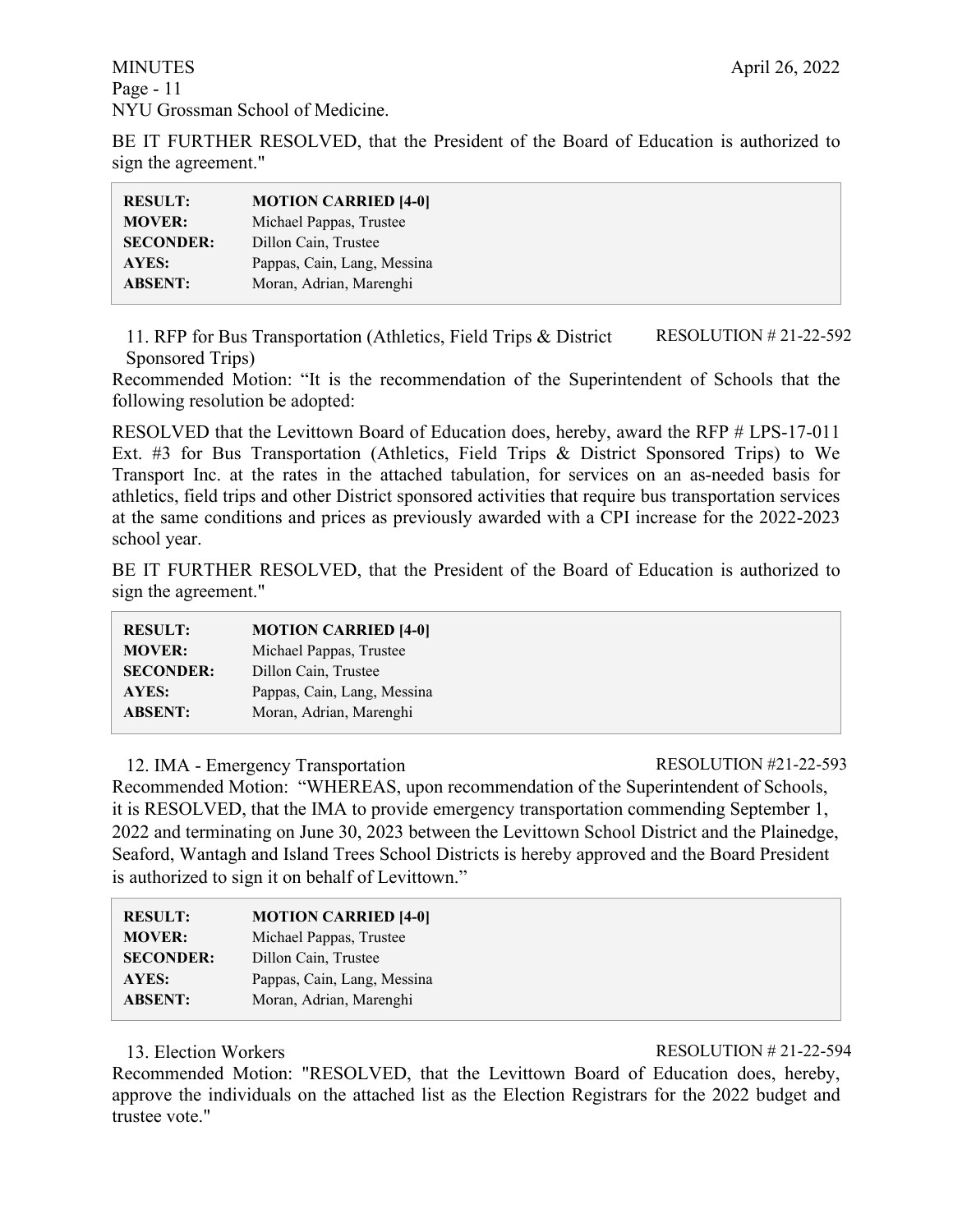NYU Grossman School of Medicine.

BE IT FURTHER RESOLVED, that the President of the Board of Education is authorized to sign the agreement."

| | |
|---|---|
| **RESULT:** | **MOTION CARRIED [4-0]** |
| **MOVER:** | Michael Pappas, Trustee |
| **SECONDER:** | Dillon Cain, Trustee |
| **AYES:** | Pappas, Cain, Lang, Messina |
| **ABSENT:** | Moran, Adrian, Marenghi |

11. RFP for Bus Transportation (Athletics, Field Trips & District Sponsored Trips) — RESOLUTION # 21-22-592

Recommended Motion: "It is the recommendation of the Superintendent of Schools that the following resolution be adopted:

RESOLVED that the Levittown Board of Education does, hereby, award the RFP # LPS-17-011 Ext. #3 for Bus Transportation (Athletics, Field Trips & District Sponsored Trips) to We Transport Inc. at the rates in the attached tabulation, for services on an as-needed basis for athletics, field trips and other District sponsored activities that require bus transportation services at the same conditions and prices as previously awarded with a CPI increase for the 2022-2023 school year.

BE IT FURTHER RESOLVED, that the President of the Board of Education is authorized to sign the agreement."

| | |
|---|---|
| **RESULT:** | **MOTION CARRIED [4-0]** |
| **MOVER:** | Michael Pappas, Trustee |
| **SECONDER:** | Dillon Cain, Trustee |
| **AYES:** | Pappas, Cain, Lang, Messina |
| **ABSENT:** | Moran, Adrian, Marenghi |

12. IMA - Emergency Transportation — RESOLUTION #21-22-593

Recommended Motion: "WHEREAS, upon recommendation of the Superintendent of Schools, it is RESOLVED, that the IMA to provide emergency transportation commending September 1, 2022 and terminating on June 30, 2023 between the Levittown School District and the Plainedge, Seaford, Wantagh and Island Trees School Districts is hereby approved and the Board President is authorized to sign it on behalf of Levittown."

| | |
|---|---|
| **RESULT:** | **MOTION CARRIED [4-0]** |
| **MOVER:** | Michael Pappas, Trustee |
| **SECONDER:** | Dillon Cain, Trustee |
| **AYES:** | Pappas, Cain, Lang, Messina |
| **ABSENT:** | Moran, Adrian, Marenghi |

13. Election Workers — RESOLUTION # 21-22-594

Recommended Motion: "RESOLVED, that the Levittown Board of Education does, hereby, approve the individuals on the attached list as the Election Registrars for the 2022 budget and trustee vote."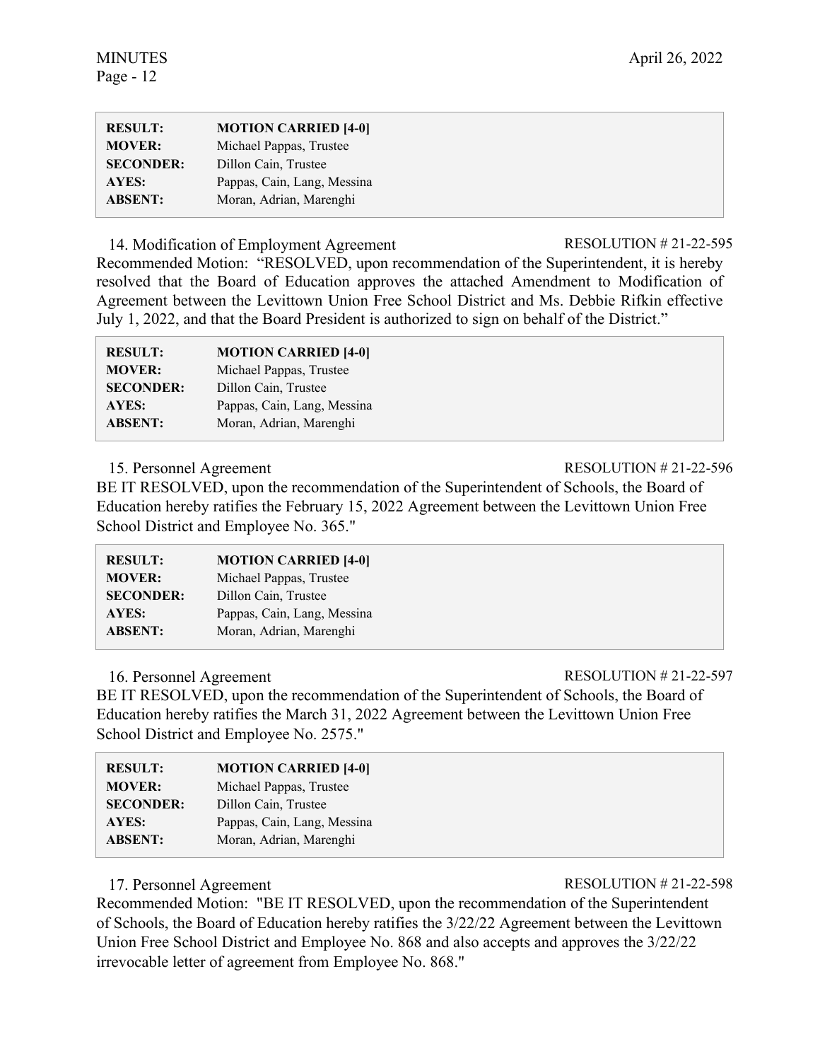| | |
|---|---|
| **RESULT:** | **MOTION CARRIED [4-0]** |
| **MOVER:** | Michael Pappas, Trustee |
| **SECONDER:** | Dillon Cain, Trustee |
| **AYES:** | Pappas, Cain, Lang, Messina |
| **ABSENT:** | Moran, Adrian, Marenghi |

14. Modification of Employment Agreement RESOLUTION # 21-22-595

Recommended Motion: "RESOLVED, upon recommendation of the Superintendent, it is hereby resolved that the Board of Education approves the attached Amendment to Modification of Agreement between the Levittown Union Free School District and Ms. Debbie Rifkin effective July 1, 2022, and that the Board President is authorized to sign on behalf of the District."

| | |
|---|---|
| **RESULT:** | **MOTION CARRIED [4-0]** |
| **MOVER:** | Michael Pappas, Trustee |
| **SECONDER:** | Dillon Cain, Trustee |
| **AYES:** | Pappas, Cain, Lang, Messina |
| **ABSENT:** | Moran, Adrian, Marenghi |

15. Personnel Agreement RESOLUTION # 21-22-596

BE IT RESOLVED, upon the recommendation of the Superintendent of Schools, the Board of Education hereby ratifies the February 15, 2022 Agreement between the Levittown Union Free School District and Employee No. 365."

| | |
|---|---|
| **RESULT:** | **MOTION CARRIED [4-0]** |
| **MOVER:** | Michael Pappas, Trustee |
| **SECONDER:** | Dillon Cain, Trustee |
| **AYES:** | Pappas, Cain, Lang, Messina |
| **ABSENT:** | Moran, Adrian, Marenghi |

16. Personnel Agreement RESOLUTION # 21-22-597

BE IT RESOLVED, upon the recommendation of the Superintendent of Schools, the Board of Education hereby ratifies the March 31, 2022 Agreement between the Levittown Union Free School District and Employee No. 2575."

| | |
|---|---|
| **RESULT:** | **MOTION CARRIED [4-0]** |
| **MOVER:** | Michael Pappas, Trustee |
| **SECONDER:** | Dillon Cain, Trustee |
| **AYES:** | Pappas, Cain, Lang, Messina |
| **ABSENT:** | Moran, Adrian, Marenghi |

17. Personnel Agreement RESOLUTION # 21-22-598

Recommended Motion: "BE IT RESOLVED, upon the recommendation of the Superintendent of Schools, the Board of Education hereby ratifies the 3/22/22 Agreement between the Levittown Union Free School District and Employee No. 868 and also accepts and approves the 3/22/22 irrevocable letter of agreement from Employee No. 868."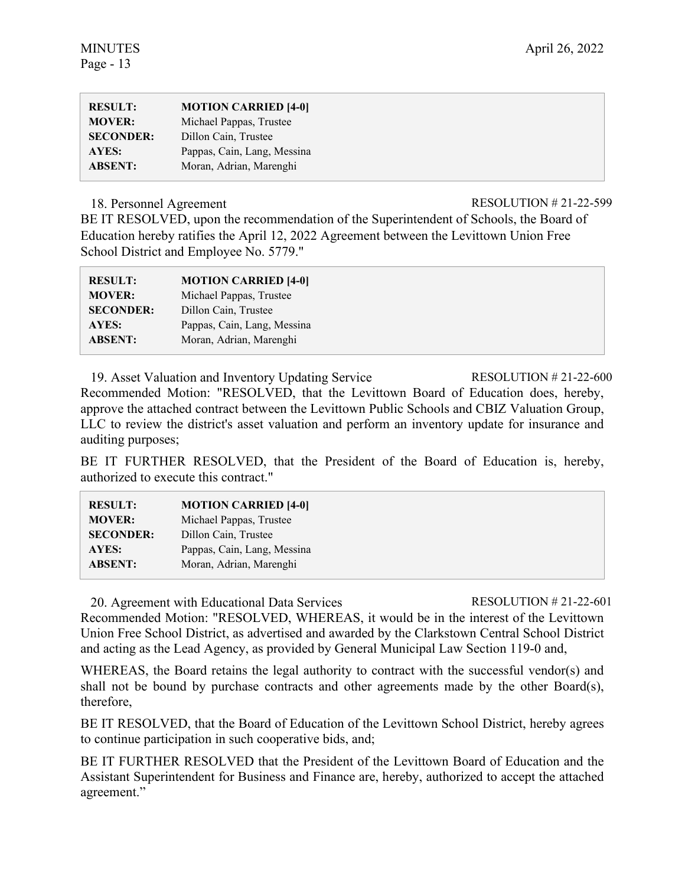| | |
|---|---|
| **RESULT:** | **MOTION CARRIED [4-0]** |
| **MOVER:** | Michael Pappas, Trustee |
| **SECONDER:** | Dillon Cain, Trustee |
| **AYES:** | Pappas, Cain, Lang, Messina |
| **ABSENT:** | Moran, Adrian, Marenghi |

18. Personnel Agreement RESOLUTION # 21-22-599

BE IT RESOLVED, upon the recommendation of the Superintendent of Schools, the Board of Education hereby ratifies the April 12, 2022 Agreement between the Levittown Union Free School District and Employee No. 5779."

| | |
|---|---|
| **RESULT:** | **MOTION CARRIED [4-0]** |
| **MOVER:** | Michael Pappas, Trustee |
| **SECONDER:** | Dillon Cain, Trustee |
| **AYES:** | Pappas, Cain, Lang, Messina |
| **ABSENT:** | Moran, Adrian, Marenghi |

19. Asset Valuation and Inventory Updating Service RESOLUTION # 21-22-600

Recommended Motion: "RESOLVED, that the Levittown Board of Education does, hereby, approve the attached contract between the Levittown Public Schools and CBIZ Valuation Group, LLC to review the district's asset valuation and perform an inventory update for insurance and auditing purposes;

BE IT FURTHER RESOLVED, that the President of the Board of Education is, hereby, authorized to execute this contract."

| | |
|---|---|
| **RESULT:** | **MOTION CARRIED [4-0]** |
| **MOVER:** | Michael Pappas, Trustee |
| **SECONDER:** | Dillon Cain, Trustee |
| **AYES:** | Pappas, Cain, Lang, Messina |
| **ABSENT:** | Moran, Adrian, Marenghi |

20. Agreement with Educational Data Services RESOLUTION # 21-22-601

Recommended Motion: "RESOLVED, WHEREAS, it would be in the interest of the Levittown Union Free School District, as advertised and awarded by the Clarkstown Central School District and acting as the Lead Agency, as provided by General Municipal Law Section 119-0 and,

WHEREAS, the Board retains the legal authority to contract with the successful vendor(s) and shall not be bound by purchase contracts and other agreements made by the other Board(s), therefore,

BE IT RESOLVED, that the Board of Education of the Levittown School District, hereby agrees to continue participation in such cooperative bids, and;

BE IT FURTHER RESOLVED that the President of the Levittown Board of Education and the Assistant Superintendent for Business and Finance are, hereby, authorized to accept the attached agreement."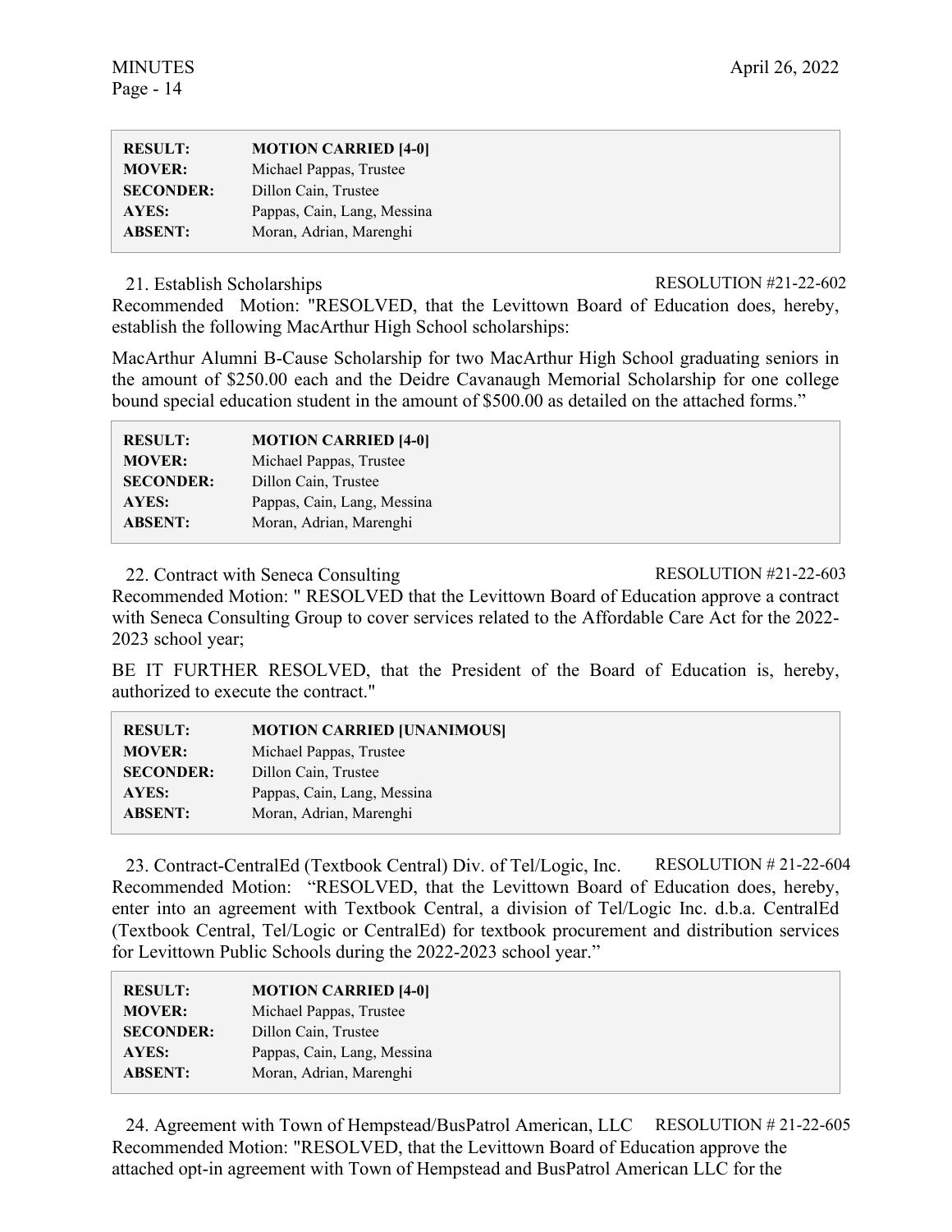| | |
|---|---|
| **RESULT:** | **MOTION CARRIED [4-0]** |
| **MOVER:** | Michael Pappas, Trustee |
| **SECONDER:** | Dillon Cain, Trustee |
| **AYES:** | Pappas, Cain, Lang, Messina |
| **ABSENT:** | Moran, Adrian, Marenghi |

21. Establish Scholarships RESOLUTION #21-22-602

Recommended Motion: "RESOLVED, that the Levittown Board of Education does, hereby, establish the following MacArthur High School scholarships:

MacArthur Alumni B-Cause Scholarship for two MacArthur High School graduating seniors in the amount of $250.00 each and the Deidre Cavanaugh Memorial Scholarship for one college bound special education student in the amount of $500.00 as detailed on the attached forms."

| | |
|---|---|
| **RESULT:** | **MOTION CARRIED [4-0]** |
| **MOVER:** | Michael Pappas, Trustee |
| **SECONDER:** | Dillon Cain, Trustee |
| **AYES:** | Pappas, Cain, Lang, Messina |
| **ABSENT:** | Moran, Adrian, Marenghi |

22. Contract with Seneca Consulting RESOLUTION #21-22-603

Recommended Motion: " RESOLVED that the Levittown Board of Education approve a contract with Seneca Consulting Group to cover services related to the Affordable Care Act for the 2022-2023 school year;

BE IT FURTHER RESOLVED, that the President of the Board of Education is, hereby, authorized to execute the contract."

| | |
|---|---|
| **RESULT:** | **MOTION CARRIED [UNANIMOUS]** |
| **MOVER:** | Michael Pappas, Trustee |
| **SECONDER:** | Dillon Cain, Trustee |
| **AYES:** | Pappas, Cain, Lang, Messina |
| **ABSENT:** | Moran, Adrian, Marenghi |

23. Contract-CentralEd (Textbook Central) Div. of Tel/Logic, Inc. RESOLUTION # 21-22-604

Recommended Motion: "RESOLVED, that the Levittown Board of Education does, hereby, enter into an agreement with Textbook Central, a division of Tel/Logic Inc. d.b.a. CentralEd (Textbook Central, Tel/Logic or CentralEd) for textbook procurement and distribution services for Levittown Public Schools during the 2022-2023 school year."

| | |
|---|---|
| **RESULT:** | **MOTION CARRIED [4-0]** |
| **MOVER:** | Michael Pappas, Trustee |
| **SECONDER:** | Dillon Cain, Trustee |
| **AYES:** | Pappas, Cain, Lang, Messina |
| **ABSENT:** | Moran, Adrian, Marenghi |

24. Agreement with Town of Hempstead/BusPatrol American, LLC RESOLUTION # 21-22-605

Recommended Motion: "RESOLVED, that the Levittown Board of Education approve the attached opt-in agreement with Town of Hempstead and BusPatrol American LLC for the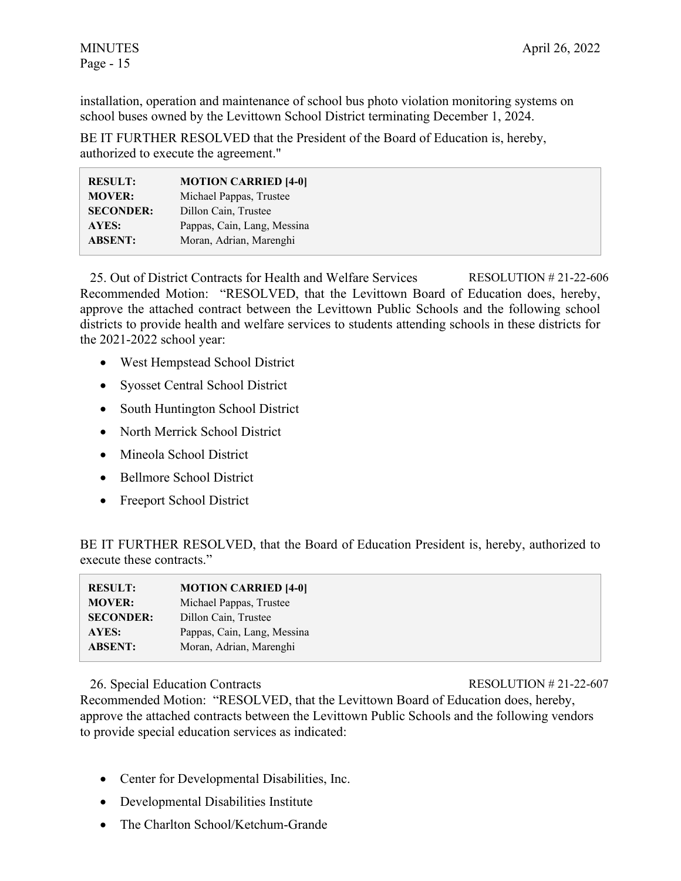installation, operation and maintenance of school bus photo violation monitoring systems on school buses owned by the Levittown School District terminating December 1, 2024.

BE IT FURTHER RESOLVED that the President of the Board of Education is, hereby, authorized to execute the agreement."

| | |
|---|---|
| **RESULT:** | **MOTION CARRIED [4-0]** |
| **MOVER:** | Michael Pappas, Trustee |
| **SECONDER:** | Dillon Cain, Trustee |
| **AYES:** | Pappas, Cain, Lang, Messina |
| **ABSENT:** | Moran, Adrian, Marenghi |

25. Out of District Contracts for Health and Welfare Services — RESOLUTION # 21-22-606

Recommended Motion: "RESOLVED, that the Levittown Board of Education does, hereby, approve the attached contract between the Levittown Public Schools and the following school districts to provide health and welfare services to students attending schools in these districts for the 2021-2022 school year:

- West Hempstead School District
- Syosset Central School District
- South Huntington School District
- North Merrick School District
- Mineola School District
- Bellmore School District
- Freeport School District

BE IT FURTHER RESOLVED, that the Board of Education President is, hereby, authorized to execute these contracts."

| | |
|---|---|
| **RESULT:** | **MOTION CARRIED [4-0]** |
| **MOVER:** | Michael Pappas, Trustee |
| **SECONDER:** | Dillon Cain, Trustee |
| **AYES:** | Pappas, Cain, Lang, Messina |
| **ABSENT:** | Moran, Adrian, Marenghi |

26. Special Education Contracts — RESOLUTION # 21-22-607

Recommended Motion: "RESOLVED, that the Levittown Board of Education does, hereby, approve the attached contracts between the Levittown Public Schools and the following vendors to provide special education services as indicated:

- Center for Developmental Disabilities, Inc.
- Developmental Disabilities Institute
- The Charlton School/Ketchum-Grande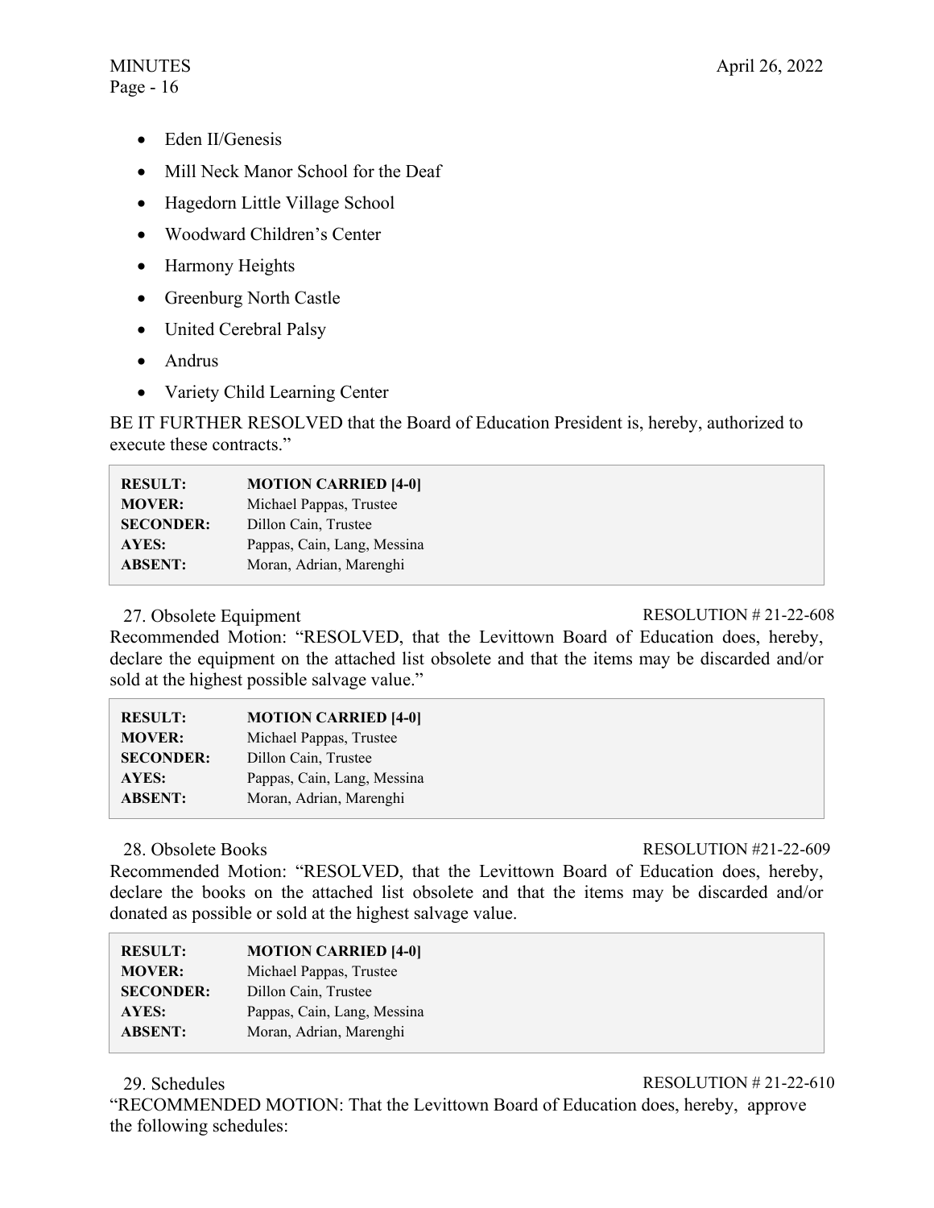- Eden II/Genesis
- Mill Neck Manor School for the Deaf
- Hagedorn Little Village School
- Woodward Children's Center
- Harmony Heights
- Greenburg North Castle
- United Cerebral Palsy
- Andrus
- Variety Child Learning Center

BE IT FURTHER RESOLVED that the Board of Education President is, hereby, authorized to execute these contracts."

| | |
|---|---|
| **RESULT:** | **MOTION CARRIED [4-0]** |
| **MOVER:** | Michael Pappas, Trustee |
| **SECONDER:** | Dillon Cain, Trustee |
| **AYES:** | Pappas, Cain, Lang, Messina |
| **ABSENT:** | Moran, Adrian, Marenghi |

27. Obsolete Equipment RESOLUTION # 21-22-608

Recommended Motion: "RESOLVED, that the Levittown Board of Education does, hereby, declare the equipment on the attached list obsolete and that the items may be discarded and/or sold at the highest possible salvage value."

| | |
|---|---|
| **RESULT:** | **MOTION CARRIED [4-0]** |
| **MOVER:** | Michael Pappas, Trustee |
| **SECONDER:** | Dillon Cain, Trustee |
| **AYES:** | Pappas, Cain, Lang, Messina |
| **ABSENT:** | Moran, Adrian, Marenghi |

28. Obsolete Books RESOLUTION #21-22-609

Recommended Motion: "RESOLVED, that the Levittown Board of Education does, hereby, declare the books on the attached list obsolete and that the items may be discarded and/or donated as possible or sold at the highest salvage value.

| | |
|---|---|
| **RESULT:** | **MOTION CARRIED [4-0]** |
| **MOVER:** | Michael Pappas, Trustee |
| **SECONDER:** | Dillon Cain, Trustee |
| **AYES:** | Pappas, Cain, Lang, Messina |
| **ABSENT:** | Moran, Adrian, Marenghi |

29. Schedules RESOLUTION # 21-22-610

"RECOMMENDED MOTION: That the Levittown Board of Education does, hereby, approve the following schedules: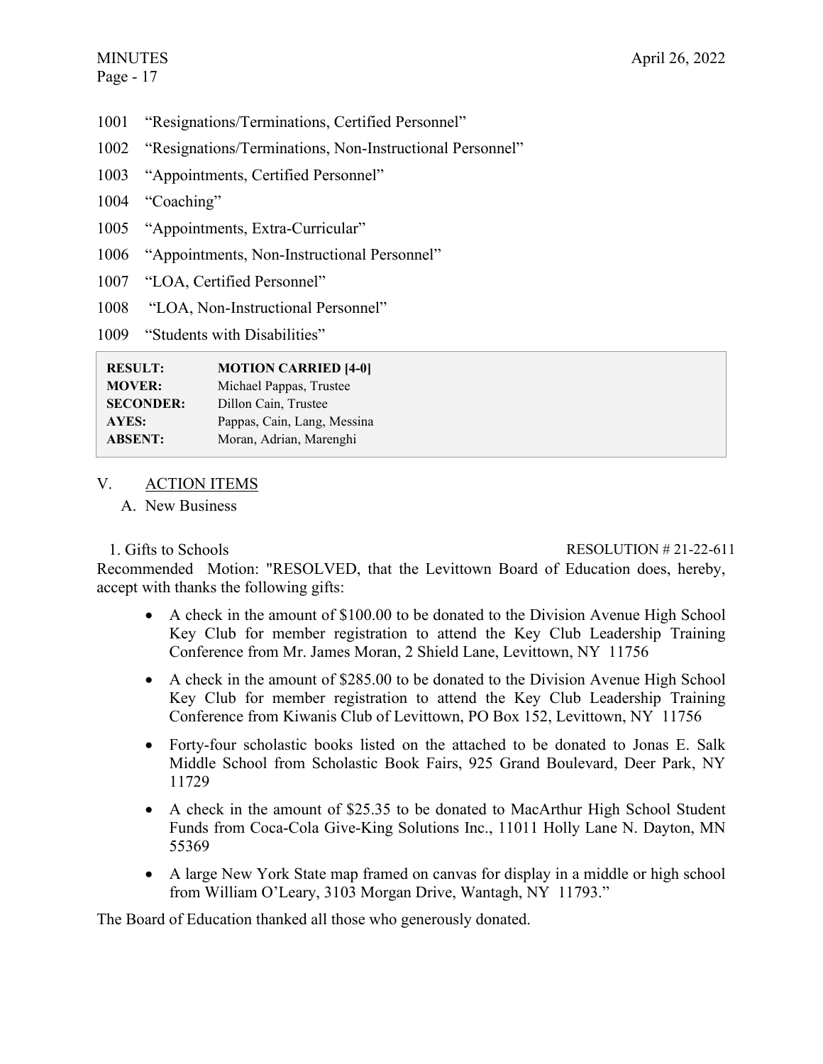1001 "Resignations/Terminations, Certified Personnel"

1002 "Resignations/Terminations, Non-Instructional Personnel"

1003 "Appointments, Certified Personnel"

1004 "Coaching"

1005 "Appointments, Extra-Curricular"

1006 "Appointments, Non-Instructional Personnel"

1007 "LOA, Certified Personnel"

1008 "LOA, Non-Instructional Personnel"

1009 "Students with Disabilities"

| | |
|---|---|
| **RESULT:** | **MOTION CARRIED [4-0]** |
| **MOVER:** | Michael Pappas, Trustee |
| **SECONDER:** | Dillon Cain, Trustee |
| **AYES:** | Pappas, Cain, Lang, Messina |
| **ABSENT:** | Moran, Adrian, Marenghi |

## V. ACTION ITEMS

### A. New Business

1. Gifts to Schools — RESOLUTION # 21-22-611

Recommended Motion: "RESOLVED, that the Levittown Board of Education does, hereby, accept with thanks the following gifts:

- A check in the amount of $100.00 to be donated to the Division Avenue High School Key Club for member registration to attend the Key Club Leadership Training Conference from Mr. James Moran, 2 Shield Lane, Levittown, NY 11756
- A check in the amount of $285.00 to be donated to the Division Avenue High School Key Club for member registration to attend the Key Club Leadership Training Conference from Kiwanis Club of Levittown, PO Box 152, Levittown, NY 11756
- Forty-four scholastic books listed on the attached to be donated to Jonas E. Salk Middle School from Scholastic Book Fairs, 925 Grand Boulevard, Deer Park, NY 11729
- A check in the amount of $25.35 to be donated to MacArthur High School Student Funds from Coca-Cola Give-King Solutions Inc., 11011 Holly Lane N. Dayton, MN 55369
- A large New York State map framed on canvas for display in a middle or high school from William O'Leary, 3103 Morgan Drive, Wantagh, NY 11793."

The Board of Education thanked all those who generously donated.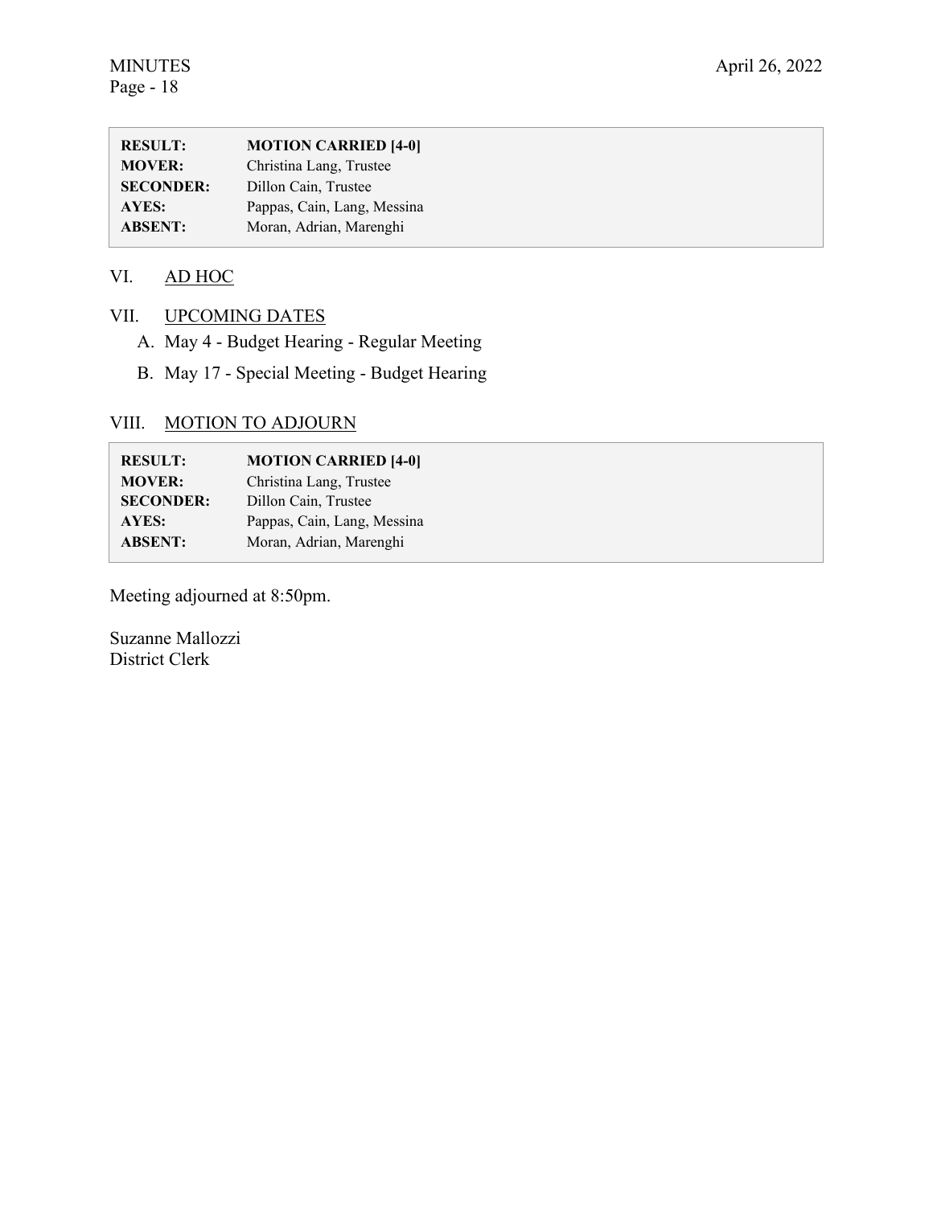| | |
|---|---|
| **RESULT:** | **MOTION CARRIED [4-0]** |
| **MOVER:** | Christina Lang, Trustee |
| **SECONDER:** | Dillon Cain, Trustee |
| **AYES:** | Pappas, Cain, Lang, Messina |
| **ABSENT:** | Moran, Adrian, Marenghi |

## VI. AD HOC

## VII. UPCOMING DATES

A. May 4 - Budget Hearing - Regular Meeting

B. May 17 - Special Meeting - Budget Hearing

## VIII. MOTION TO ADJOURN

| | |
|---|---|
| **RESULT:** | **MOTION CARRIED [4-0]** |
| **MOVER:** | Christina Lang, Trustee |
| **SECONDER:** | Dillon Cain, Trustee |
| **AYES:** | Pappas, Cain, Lang, Messina |
| **ABSENT:** | Moran, Adrian, Marenghi |

Meeting adjourned at 8:50pm.

Suzanne Mallozzi
District Clerk